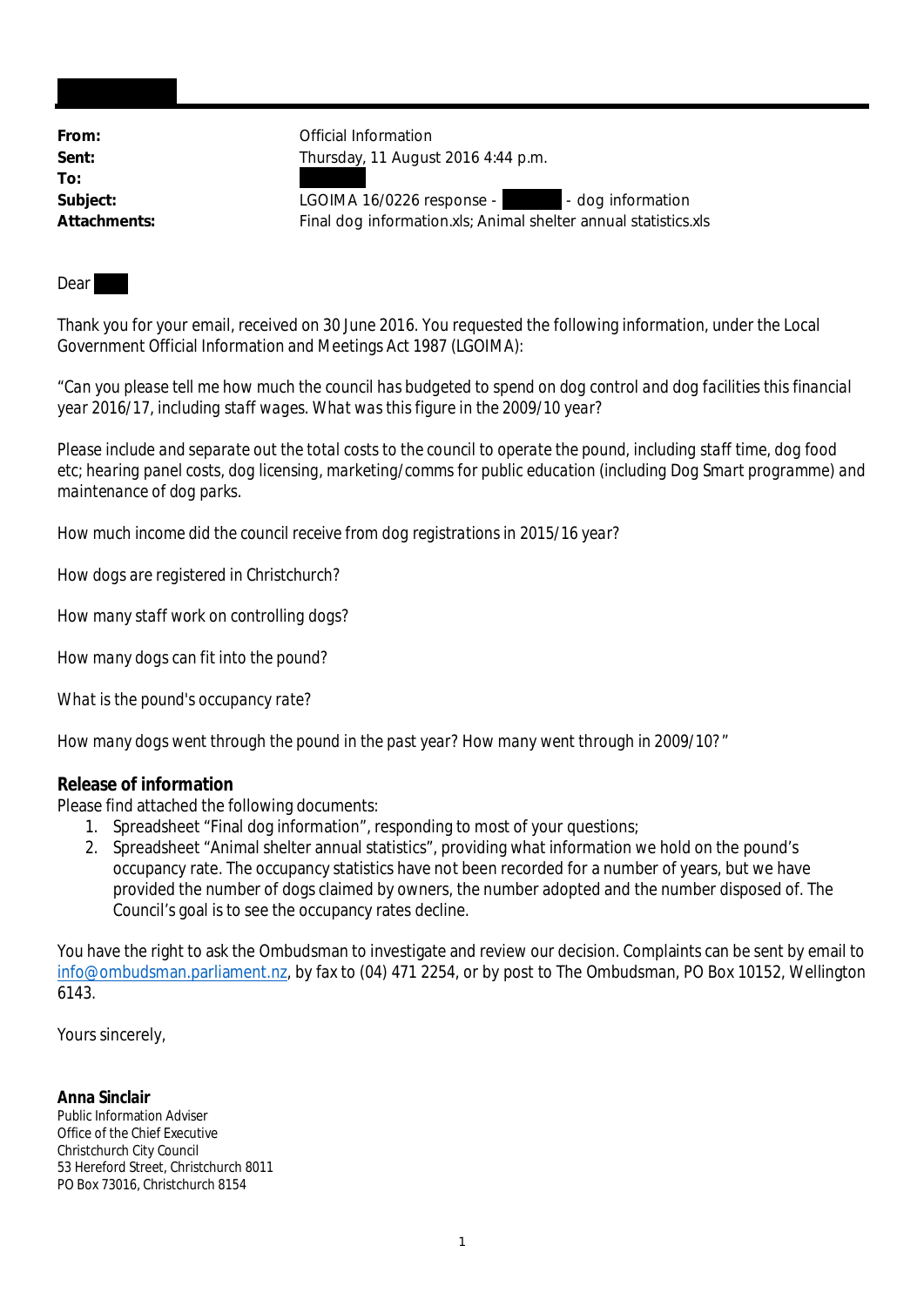| | |
|---|---|
| **From:** | Official Information |
| **Sent:** | Thursday, 11 August 2016 4:44 p.m. |
| **To:** | |
| **Subject:** | LGOIMA 16/0226 response - - dog information |
| **Attachments:** | Final dog information.xls; Animal shelter annual statistics.xls |

Dear

Thank you for your email, received on 30 June 2016. You requested the following information, under the Local Government Official Information and Meetings Act 1987 (LGOIMA):

*"Can you please tell me how much the council has budgeted to spend on dog control and dog facilities this financial year 2016/17, including staff wages. What was this figure in the 2009/10 year?*

*Please include and separate out the total costs to the council to operate the pound, including staff time, dog food etc; hearing panel costs, dog licensing, marketing/comms for public education (including Dog Smart programme) and maintenance of dog parks.*

*How much income did the council receive from dog registrations in 2015/16 year?*

*How dogs are registered in Christchurch?*

*How many staff work on controlling dogs?*

*How many dogs can fit into the pound?*

*What is the pound's occupancy rate?*

*How many dogs went through the pound in the past year? How many went through in 2009/10?"*

**Release of information**

Please find attached the following documents:

1. Spreadsheet "Final dog information", responding to most of your questions;
2. Spreadsheet "Animal shelter annual statistics", providing what information we hold on the pound's occupancy rate. The occupancy statistics have not been recorded for a number of years, but we have provided the number of dogs claimed by owners, the number adopted and the number disposed of. The Council's goal is to see the occupancy rates decline.

You have the right to ask the Ombudsman to investigate and review our decision. Complaints can be sent by email to info@ombudsman.parliament.nz, by fax to (04) 471 2254, or by post to The Ombudsman, PO Box 10152, Wellington 6143.

Yours sincerely,

**Anna Sinclair**
Public Information Adviser
Office of the Chief Executive
Christchurch City Council
53 Hereford Street, Christchurch 8011
PO Box 73016, Christchurch 8154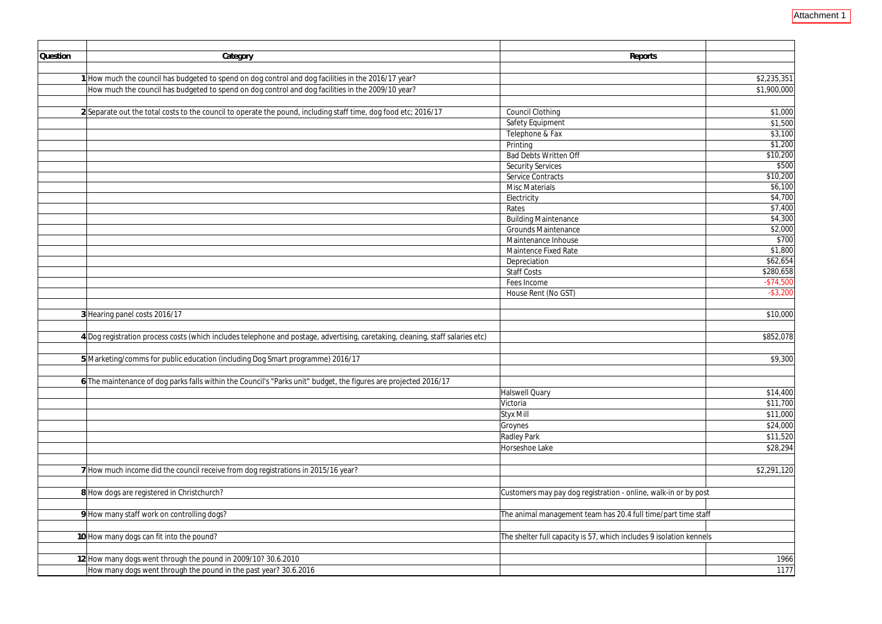Attachment 1

| Question | Category | Reports | |
|---|---|---|---|
| 1 | How much the council has budgeted to spend on dog control and dog facilities in the 2016/17 year? | | $2,235,351 |
| | How much the council has budgeted to spend on dog control and dog facilities in the 2009/10 year? | | $1,900,000 |
| 2 | Separate out the total costs to the council to operate the pound, including staff time, dog food etc; 2016/17 | Council Clothing | $1,000 |
| | | Safety Equipment | $1,500 |
| | | Telephone & Fax | $3,100 |
| | | Printing | $1,200 |
| | | Bad Debts Written Off | $10,200 |
| | | Security Services | $500 |
| | | Service Contracts | $10,200 |
| | | Misc Materials | $6,100 |
| | | Electricity | $4,700 |
| | | Rates | $7,400 |
| | | Building Maintenance | $4,300 |
| | | Grounds Maintenance | $2,000 |
| | | Maintenance Inhouse | $700 |
| | | Maintence Fixed Rate | $1,800 |
| | | Depreciation | $62,654 |
| | | Staff Costs | $280,658 |
| | | Fees Income | -$74,500 |
| | | House Rent (No GST) | -$3,200 |
| 3 | Hearing panel costs 2016/17 | | $10,000 |
| 4 | Dog registration process costs (which includes telephone and postage, advertising, caretaking, cleaning, staff salaries etc) | | $852,078 |
| 5 | Marketing/comms for public education (including Dog Smart programme) 2016/17 | | $9,300 |
| 6 | The maintenance of dog parks falls within the Council's "Parks unit" budget, the figures are projected 2016/17 | | |
| | | Halswell Quary | $14,400 |
| | | Victoria | $11,700 |
| | | Styx Mill | $11,000 |
| | | Groynes | $24,000 |
| | | Radley Park | $11,520 |
| | | Horseshoe Lake | $28,294 |
| 7 | How much income did the council receive from dog registrations in 2015/16 year? | | $2,291,120 |
| 8 | How dogs are registered in Christchurch? | Customers may pay dog registration - online, walk-in or by post | |
| 9 | How many staff work on controlling dogs? | The animal management team has 20.4 full time/part time staff | |
| 10 | How many dogs can fit into the pound? | The shelter full capacity is 57, which includes 9 isolation kennels | |
| 12 | How many dogs went through the pound in 2009/10? 30.6.2010 | | 1966 |
| | How many dogs went through the pound in the past year? 30.6.2016 | | 1177 |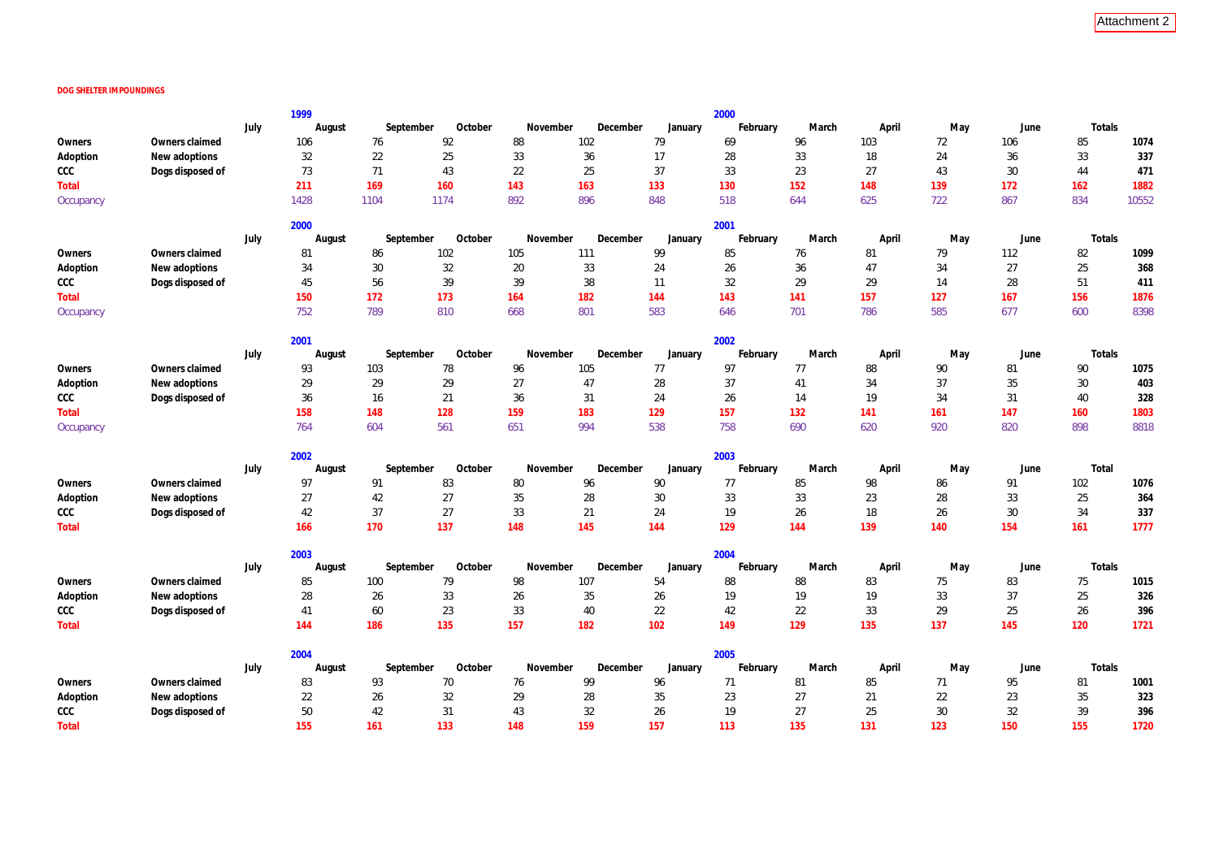Attachment 2

**DOG SHELTER IMPOUNDINGS**

| | | 1999 | | | | | | 2000 | | | | | | |
|---|---|---|---|---|---|---|---|---|---|---|---|---|---|---|
| | | **July** | **August** | **September** | **October** | **November** | **December** | **January** | **February** | **March** | **April** | **May** | **June** | **Totals** |
| **Owners** | **Owners claimed** | 106 | 76 | 92 | 88 | 102 | 79 | 69 | 96 | 103 | 72 | 106 | 85 | **1074** |
| **Adoption** | **New adoptions** | 32 | 22 | 25 | 33 | 36 | 17 | 28 | 33 | 18 | 24 | 36 | 33 | **337** |
| **CCC** | **Dogs disposed of** | 73 | 71 | 43 | 22 | 25 | 37 | 33 | 23 | 27 | 43 | 30 | 44 | **471** |
| **Total** | | **211** | **169** | **160** | **143** | **163** | **133** | **130** | **152** | **148** | **139** | **172** | **162** | **1882** |
| Occupancy | | 1428 | 1104 | 1174 | 892 | 896 | 848 | 518 | 644 | 625 | 722 | 867 | 834 | 10552 |

| | | 2000 | | | | | | 2001 | | | | | | |
|---|---|---|---|---|---|---|---|---|---|---|---|---|---|---|
| | | **July** | **August** | **September** | **October** | **November** | **December** | **January** | **February** | **March** | **April** | **May** | **June** | **Totals** |
| **Owners** | **Owners claimed** | 81 | 86 | 102 | 105 | 111 | 99 | 85 | 76 | 81 | 79 | 112 | 82 | **1099** |
| **Adoption** | **New adoptions** | 34 | 30 | 32 | 20 | 33 | 24 | 26 | 36 | 47 | 34 | 27 | 25 | **368** |
| **CCC** | **Dogs disposed of** | 45 | 56 | 39 | 39 | 38 | 11 | 32 | 29 | 29 | 14 | 28 | 51 | **411** |
| **Total** | | **150** | **172** | **173** | **164** | **182** | **144** | **143** | **141** | **157** | **127** | **167** | **156** | **1876** |
| Occupancy | | 752 | 789 | 810 | 668 | 801 | 583 | 646 | 701 | 786 | 585 | 677 | 600 | 8398 |

| | | 2001 | | | | | | 2002 | | | | | | |
|---|---|---|---|---|---|---|---|---|---|---|---|---|---|---|
| | | **July** | **August** | **September** | **October** | **November** | **December** | **January** | **February** | **March** | **April** | **May** | **June** | **Totals** |
| **Owners** | **Owners claimed** | 93 | 103 | 78 | 96 | 105 | 77 | 97 | 77 | 88 | 90 | 81 | 90 | **1075** |
| **Adoption** | **New adoptions** | 29 | 29 | 29 | 27 | 47 | 28 | 37 | 41 | 34 | 37 | 35 | 30 | **403** |
| **CCC** | **Dogs disposed of** | 36 | 16 | 21 | 36 | 31 | 24 | 26 | 14 | 19 | 34 | 31 | 40 | **328** |
| **Total** | | **158** | **148** | **128** | **159** | **183** | **129** | **157** | **132** | **141** | **161** | **147** | **160** | **1803** |
| Occupancy | | 764 | 604 | 561 | 651 | 994 | 538 | 758 | 690 | 620 | 920 | 820 | 898 | 8818 |

| | | 2002 | | | | | | 2003 | | | | | | |
|---|---|---|---|---|---|---|---|---|---|---|---|---|---|---|
| | | **July** | **August** | **September** | **October** | **November** | **December** | **January** | **February** | **March** | **April** | **May** | **June** | **Total** |
| **Owners** | **Owners claimed** | 97 | 91 | 83 | 80 | 96 | 90 | 77 | 85 | 98 | 86 | 91 | 102 | **1076** |
| **Adoption** | **New adoptions** | 27 | 42 | 27 | 35 | 28 | 30 | 33 | 33 | 23 | 28 | 33 | 25 | **364** |
| **CCC** | **Dogs disposed of** | 42 | 37 | 27 | 33 | 21 | 24 | 19 | 26 | 18 | 26 | 30 | 34 | **337** |
| **Total** | | **166** | **170** | **137** | **148** | **145** | **144** | **129** | **144** | **139** | **140** | **154** | **161** | **1777** |

| | | 2003 | | | | | | 2004 | | | | | | |
|---|---|---|---|---|---|---|---|---|---|---|---|---|---|---|
| | | **July** | **August** | **September** | **October** | **November** | **December** | **January** | **February** | **March** | **April** | **May** | **June** | **Totals** |
| **Owners** | **Owners claimed** | 85 | 100 | 79 | 98 | 107 | 54 | 88 | 88 | 83 | 75 | 83 | 75 | **1015** |
| **Adoption** | **New adoptions** | 28 | 26 | 33 | 26 | 35 | 26 | 19 | 19 | 19 | 33 | 37 | 25 | **326** |
| **CCC** | **Dogs disposed of** | 41 | 60 | 23 | 33 | 40 | 22 | 42 | 22 | 33 | 29 | 25 | 26 | **396** |
| **Total** | | **144** | **186** | **135** | **157** | **182** | **102** | **149** | **129** | **135** | **137** | **145** | **120** | **1721** |

| | | 2004 | | | | | | 2005 | | | | | | |
|---|---|---|---|---|---|---|---|---|---|---|---|---|---|---|
| | | **July** | **August** | **September** | **October** | **November** | **December** | **January** | **February** | **March** | **April** | **May** | **June** | **Totals** |
| **Owners** | **Owners claimed** | 83 | 93 | 70 | 76 | 99 | 96 | 71 | 81 | 85 | 71 | 95 | 81 | **1001** |
| **Adoption** | **New adoptions** | 22 | 26 | 32 | 29 | 28 | 35 | 23 | 27 | 21 | 22 | 23 | 35 | **323** |
| **CCC** | **Dogs disposed of** | 50 | 42 | 31 | 43 | 32 | 26 | 19 | 27 | 25 | 30 | 32 | 39 | **396** |
| **Total** | | **155** | **161** | **133** | **148** | **159** | **157** | **113** | **135** | **131** | **123** | **150** | **155** | **1720** |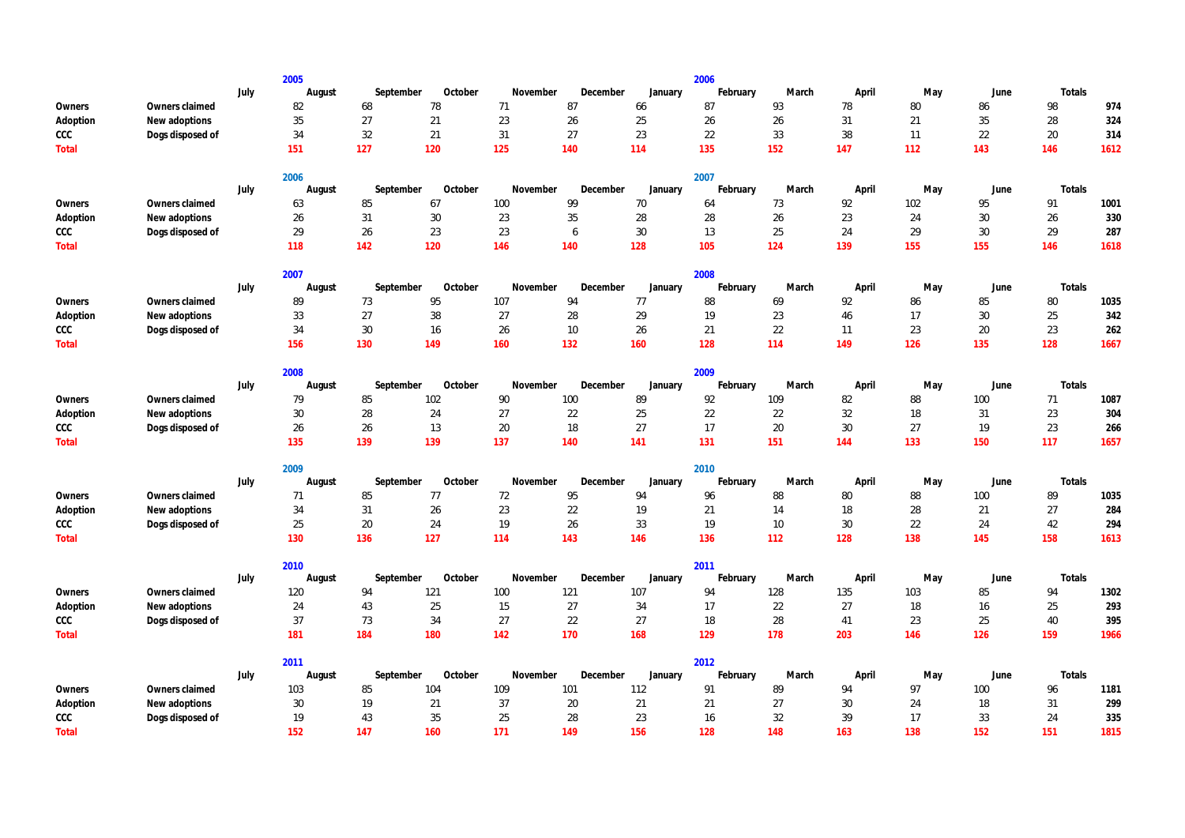| | | 2005 | | | | | | 2006 | | | | | | |
|---|---|---|---|---|---|---|---|---|---|---|---|---|---|---|
| | | **July** | **August** | **September** | **October** | **November** | **December** | **January** | **February** | **March** | **April** | **May** | **June** | **Totals** |
| **Owners** | **Owners claimed** | 82 | 68 | 78 | 71 | 87 | 66 | 87 | 93 | 78 | 80 | 86 | 98 | **974** |
| **Adoption** | **New adoptions** | 35 | 27 | 21 | 23 | 26 | 25 | 26 | 26 | 31 | 21 | 35 | 28 | **324** |
| **CCC** | **Dogs disposed of** | 34 | 32 | 21 | 31 | 27 | 23 | 22 | 33 | 38 | 11 | 22 | 20 | **314** |
| **Total** | | **151** | **127** | **120** | **125** | **140** | **114** | **135** | **152** | **147** | **112** | **143** | **146** | **1612** |

| | | 2006 | | | | | | 2007 | | | | | | |
|---|---|---|---|---|---|---|---|---|---|---|---|---|---|---|
| | | **July** | **August** | **September** | **October** | **November** | **December** | **January** | **February** | **March** | **April** | **May** | **June** | **Totals** |
| **Owners** | **Owners claimed** | 63 | 85 | 67 | 100 | 99 | 70 | 64 | 73 | 92 | 102 | 95 | 91 | **1001** |
| **Adoption** | **New adoptions** | 26 | 31 | 30 | 23 | 35 | 28 | 28 | 26 | 23 | 24 | 30 | 26 | **330** |
| **CCC** | **Dogs disposed of** | 29 | 26 | 23 | 23 | 6 | 30 | 13 | 25 | 24 | 29 | 30 | 29 | **287** |
| **Total** | | **118** | **142** | **120** | **146** | **140** | **128** | **105** | **124** | **139** | **155** | **155** | **146** | **1618** |

| | | 2007 | | | | | | 2008 | | | | | | |
|---|---|---|---|---|---|---|---|---|---|---|---|---|---|---|
| | | **July** | **August** | **September** | **October** | **November** | **December** | **January** | **February** | **March** | **April** | **May** | **June** | **Totals** |
| **Owners** | **Owners claimed** | 89 | 73 | 95 | 107 | 94 | 77 | 88 | 69 | 92 | 86 | 85 | 80 | **1035** |
| **Adoption** | **New adoptions** | 33 | 27 | 38 | 27 | 28 | 29 | 19 | 23 | 46 | 17 | 30 | 25 | **342** |
| **CCC** | **Dogs disposed of** | 34 | 30 | 16 | 26 | 10 | 26 | 21 | 22 | 11 | 23 | 20 | 23 | **262** |
| **Total** | | **156** | **130** | **149** | **160** | **132** | **160** | **128** | **114** | **149** | **126** | **135** | **128** | **1667** |

| | | 2008 | | | | | | 2009 | | | | | | |
|---|---|---|---|---|---|---|---|---|---|---|---|---|---|---|
| | | **July** | **August** | **September** | **October** | **November** | **December** | **January** | **February** | **March** | **April** | **May** | **June** | **Totals** |
| **Owners** | **Owners claimed** | 79 | 85 | 102 | 90 | 100 | 89 | 92 | 109 | 82 | 88 | 100 | 71 | **1087** |
| **Adoption** | **New adoptions** | 30 | 28 | 24 | 27 | 22 | 25 | 22 | 22 | 32 | 18 | 31 | 23 | **304** |
| **CCC** | **Dogs disposed of** | 26 | 26 | 13 | 20 | 18 | 27 | 17 | 20 | 30 | 27 | 19 | 23 | **266** |
| **Total** | | **135** | **139** | **139** | **137** | **140** | **141** | **131** | **151** | **144** | **133** | **150** | **117** | **1657** |

| | | 2009 | | | | | | 2010 | | | | | | |
|---|---|---|---|---|---|---|---|---|---|---|---|---|---|---|
| | | **July** | **August** | **September** | **October** | **November** | **December** | **January** | **February** | **March** | **April** | **May** | **June** | **Totals** |
| **Owners** | **Owners claimed** | 71 | 85 | 77 | 72 | 95 | 94 | 96 | 88 | 80 | 88 | 100 | 89 | **1035** |
| **Adoption** | **New adoptions** | 34 | 31 | 26 | 23 | 22 | 19 | 21 | 14 | 18 | 28 | 21 | 27 | **284** |
| **CCC** | **Dogs disposed of** | 25 | 20 | 24 | 19 | 26 | 33 | 19 | 10 | 30 | 22 | 24 | 42 | **294** |
| **Total** | | **130** | **136** | **127** | **114** | **143** | **146** | **136** | **112** | **128** | **138** | **145** | **158** | **1613** |

| | | 2010 | | | | | | 2011 | | | | | | |
|---|---|---|---|---|---|---|---|---|---|---|---|---|---|---|
| | | **July** | **August** | **September** | **October** | **November** | **December** | **January** | **February** | **March** | **April** | **May** | **June** | **Totals** |
| **Owners** | **Owners claimed** | 120 | 94 | 121 | 100 | 121 | 107 | 94 | 128 | 135 | 103 | 85 | 94 | **1302** |
| **Adoption** | **New adoptions** | 24 | 43 | 25 | 15 | 27 | 34 | 17 | 22 | 27 | 18 | 16 | 25 | **293** |
| **CCC** | **Dogs disposed of** | 37 | 73 | 34 | 27 | 22 | 27 | 18 | 28 | 41 | 23 | 25 | 40 | **395** |
| **Total** | | **181** | **184** | **180** | **142** | **170** | **168** | **129** | **178** | **203** | **146** | **126** | **159** | **1966** |

| | | 2011 | | | | | | 2012 | | | | | | |
|---|---|---|---|---|---|---|---|---|---|---|---|---|---|---|
| | | **July** | **August** | **September** | **October** | **November** | **December** | **January** | **February** | **March** | **April** | **May** | **June** | **Totals** |
| **Owners** | **Owners claimed** | 103 | 85 | 104 | 109 | 101 | 112 | 91 | 89 | 94 | 97 | 100 | 96 | **1181** |
| **Adoption** | **New adoptions** | 30 | 19 | 21 | 37 | 20 | 21 | 21 | 27 | 30 | 24 | 18 | 31 | **299** |
| **CCC** | **Dogs disposed of** | 19 | 43 | 35 | 25 | 28 | 23 | 16 | 32 | 39 | 17 | 33 | 24 | **335** |
| **Total** | | **152** | **147** | **160** | **171** | **149** | **156** | **128** | **148** | **163** | **138** | **152** | **151** | **1815** |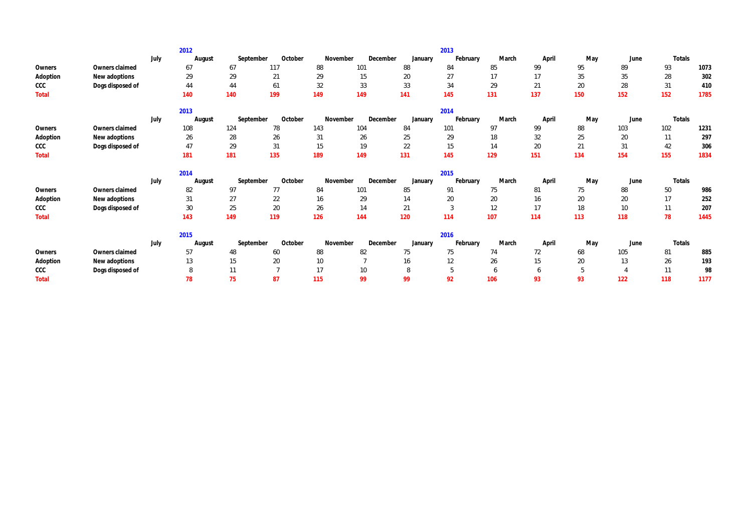| | | 2012 | | | | | | 2013 | | | | | | |
|---|---|---|---|---|---|---|---|---|---|---|---|---|---|---|
| | | **July** | **August** | **September** | **October** | **November** | **December** | **January** | **February** | **March** | **April** | **May** | **June** | **Totals** |
| **Owners** | **Owners claimed** | 67 | 67 | 117 | 88 | 101 | 88 | 84 | 85 | 99 | 95 | 89 | 93 | **1073** |
| **Adoption** | **New adoptions** | 29 | 29 | 21 | 29 | 15 | 20 | 27 | 17 | 17 | 35 | 35 | 28 | **302** |
| **CCC** | **Dogs disposed of** | 44 | 44 | 61 | 32 | 33 | 33 | 34 | 29 | 21 | 20 | 28 | 31 | **410** |
| **Total** | | **140** | **140** | **199** | **149** | **149** | **141** | **145** | **131** | **137** | **150** | **152** | **152** | **1785** |

| | | 2013 | | | | | | 2014 | | | | | | |
|---|---|---|---|---|---|---|---|---|---|---|---|---|---|---|
| | | **July** | **August** | **September** | **October** | **November** | **December** | **January** | **February** | **March** | **April** | **May** | **June** | **Totals** |
| **Owners** | **Owners claimed** | 108 | 124 | 78 | 143 | 104 | 84 | 101 | 97 | 99 | 88 | 103 | 102 | **1231** |
| **Adoption** | **New adoptions** | 26 | 28 | 26 | 31 | 26 | 25 | 29 | 18 | 32 | 25 | 20 | 11 | **297** |
| **CCC** | **Dogs disposed of** | 47 | 29 | 31 | 15 | 19 | 22 | 15 | 14 | 20 | 21 | 31 | 42 | **306** |
| **Total** | | **181** | **181** | **135** | **189** | **149** | **131** | **145** | **129** | **151** | **134** | **154** | **155** | **1834** |

| | | 2014 | | | | | | 2015 | | | | | | |
|---|---|---|---|---|---|---|---|---|---|---|---|---|---|---|
| | | **July** | **August** | **September** | **October** | **November** | **December** | **January** | **February** | **March** | **April** | **May** | **June** | **Totals** |
| **Owners** | **Owners claimed** | 82 | 97 | 77 | 84 | 101 | 85 | 91 | 75 | 81 | 75 | 88 | 50 | **986** |
| **Adoption** | **New adoptions** | 31 | 27 | 22 | 16 | 29 | 14 | 20 | 20 | 16 | 20 | 20 | 17 | **252** |
| **CCC** | **Dogs disposed of** | 30 | 25 | 20 | 26 | 14 | 21 | 3 | 12 | 17 | 18 | 10 | 11 | **207** |
| **Total** | | **143** | **149** | **119** | **126** | **144** | **120** | **114** | **107** | **114** | **113** | **118** | **78** | **1445** |

| | | 2015 | | | | | | 2016 | | | | | | |
|---|---|---|---|---|---|---|---|---|---|---|---|---|---|---|
| | | **July** | **August** | **September** | **October** | **November** | **December** | **January** | **February** | **March** | **April** | **May** | **June** | **Totals** |
| **Owners** | **Owners claimed** | 57 | 48 | 60 | 88 | 82 | 75 | 75 | 74 | 72 | 68 | 105 | 81 | **885** |
| **Adoption** | **New adoptions** | 13 | 15 | 20 | 10 | 7 | 16 | 12 | 26 | 15 | 20 | 13 | 26 | **193** |
| **CCC** | **Dogs disposed of** | 8 | 11 | 7 | 17 | 10 | 8 | 5 | 6 | 6 | 5 | 4 | 11 | **98** |
| **Total** | | **78** | **75** | **87** | **115** | **99** | **99** | **92** | **106** | **93** | **93** | **122** | **118** | **1177** |